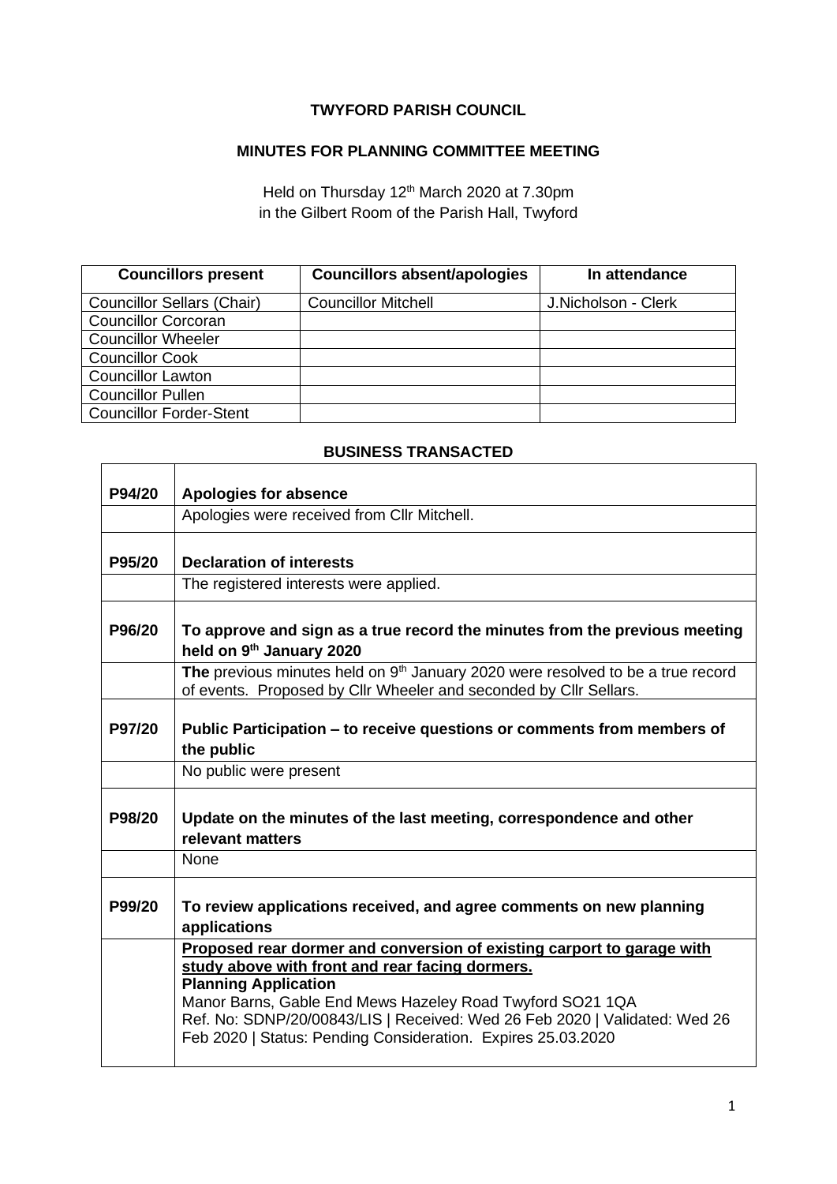# TWYFORD PARISH COUNCIL

## MINUTES FOR PLANNING COMMITTEE MEETING

Held on Thursday 12th March 2020 at 7.30pm
in the Gilbert Room of the Parish Hall, Twyford

| Councillors present | Councillors absent/apologies | In attendance |
|---|---|---|
| Councillor Sellars (Chair) | Councillor Mitchell | J.Nicholson - Clerk |
| Councillor Corcoran | | |
| Councillor Wheeler | | |
| Councillor Cook | | |
| Councillor Lawton | | |
| Councillor Pullen | | |
| Councillor Forder-Stent | | |

### BUSINESS TRANSACTED

| | |
|---|---|
| **P94/20** | **Apologies for absence** |
| | Apologies were received from Cllr Mitchell. |
| **P95/20** | **Declaration of interests** |
| | The registered interests were applied. |
| **P96/20** | **To approve and sign as a true record the minutes from the previous meeting held on 9th January 2020** |
| | **The** previous minutes held on 9th January 2020 were resolved to be a true record of events. Proposed by Cllr Wheeler and seconded by Cllr Sellars. |
| **P97/20** | **Public Participation – to receive questions or comments from members of the public** |
| | No public were present |
| **P98/20** | **Update on the minutes of the last meeting, correspondence and other relevant matters** |
| | None |
| **P99/20** | **To review applications received, and agree comments on new planning applications** |
| | **Proposed rear dormer and conversion of existing carport to garage with study above with front and rear facing dormers.**<br>**Planning Application**<br>Manor Barns, Gable End Mews Hazeley Road Twyford SO21 1QA<br>Ref. No: SDNP/20/00843/LIS \| Received: Wed 26 Feb 2020 \| Validated: Wed 26 Feb 2020 \| Status: Pending Consideration. Expires 25.03.2020 |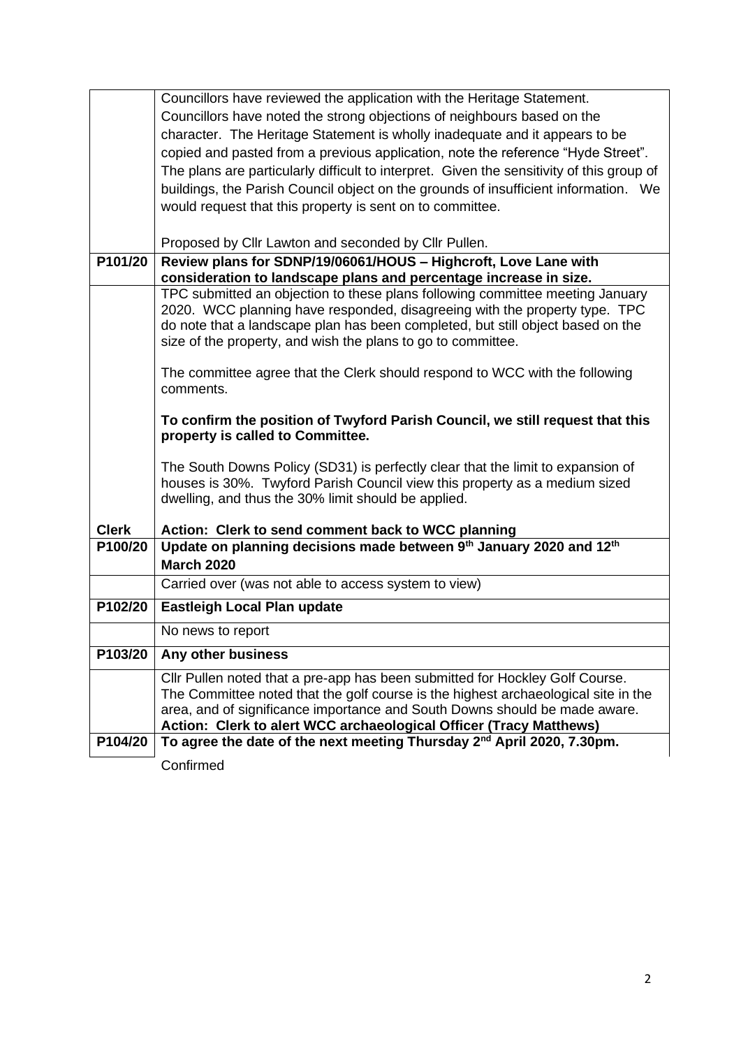| | |
|---|---|
| | Councillors have reviewed the application with the Heritage Statement. Councillors have noted the strong objections of neighbours based on the character. The Heritage Statement is wholly inadequate and it appears to be copied and pasted from a previous application, note the reference "Hyde Street". The plans are particularly difficult to interpret. Given the sensitivity of this group of buildings, the Parish Council object on the grounds of insufficient information. We would request that this property is sent on to committee.<br><br>Proposed by Cllr Lawton and seconded by Cllr Pullen. |
| **P101/20** | **Review plans for SDNP/19/06061/HOUS – Highcroft, Love Lane with consideration to landscape plans and percentage increase in size.** |
| | TPC submitted an objection to these plans following committee meeting January 2020. WCC planning have responded, disagreeing with the property type. TPC do note that a landscape plan has been completed, but still object based on the size of the property, and wish the plans to go to committee.<br><br>The committee agree that the Clerk should respond to WCC with the following comments.<br><br>**To confirm the position of Twyford Parish Council, we still request that this property is called to Committee.**<br><br>The South Downs Policy (SD31) is perfectly clear that the limit to expansion of houses is 30%. Twyford Parish Council view this property as a medium sized dwelling, and thus the 30% limit should be applied. |
| **Clerk** | **Action: Clerk to send comment back to WCC planning** |
| **P100/20** | **Update on planning decisions made between 9th January 2020 and 12th March 2020** |
| | Carried over (was not able to access system to view) |
| **P102/20** | **Eastleigh Local Plan update** |
| | No news to report |
| **P103/20** | **Any other business** |
| | Cllr Pullen noted that a pre-app has been submitted for Hockley Golf Course. The Committee noted that the golf course is the highest archaeological site in the area, and of significance importance and South Downs should be made aware.<br>**Action: Clerk to alert WCC archaeological Officer (Tracy Matthews)** |
| **P104/20** | **To agree the date of the next meeting Thursday 2nd April 2020, 7.30pm.** |
| | Confirmed |